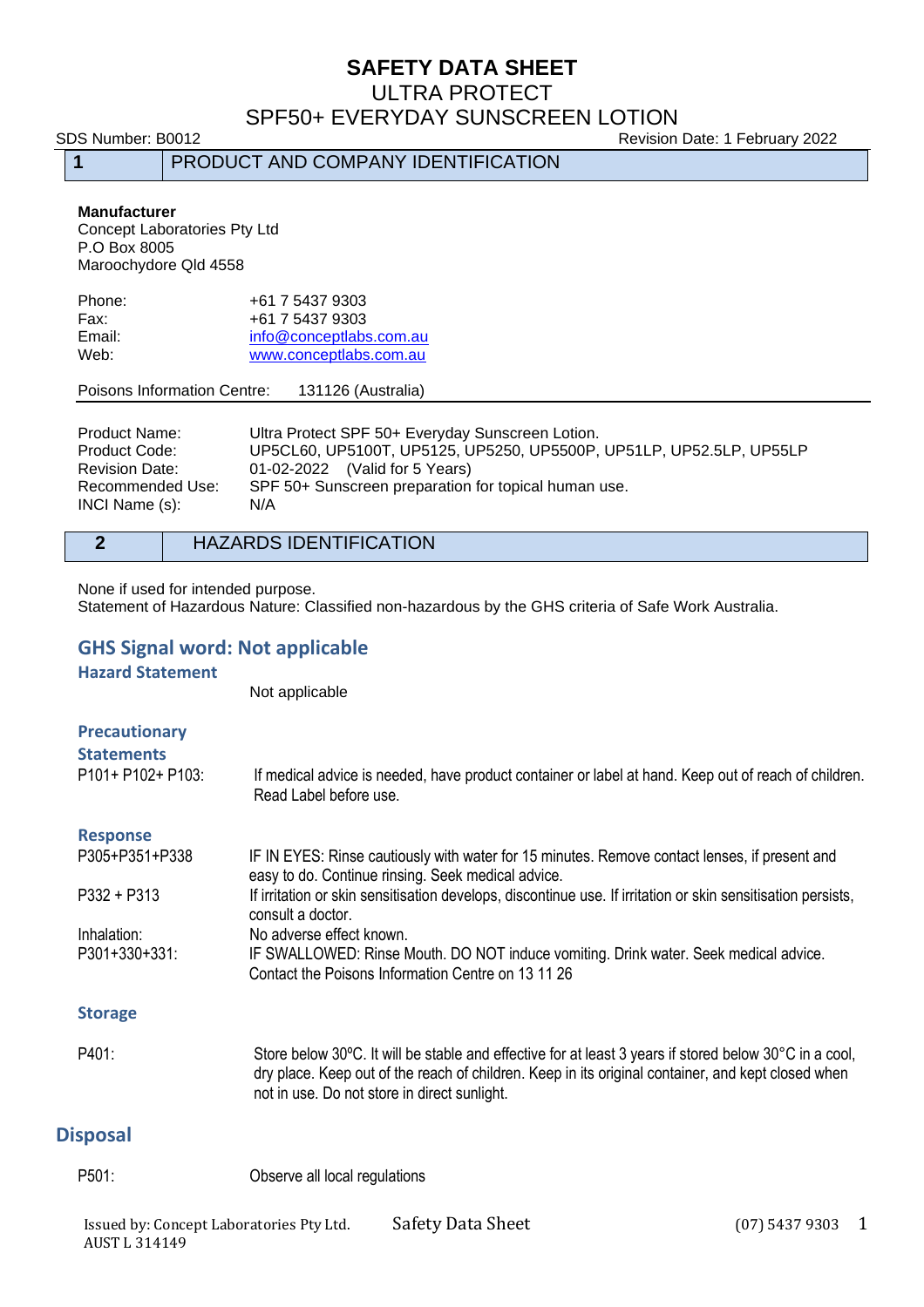# SAFETY DATA SHEET
## ULTRA PROTECT
## SPF50+ EVERYDAY SUNSCREEN LOTION

SDS Number: B0012 Revision Date: 1 February 2022

## 1 PRODUCT AND COMPANY IDENTIFICATION

**Manufacturer**
Concept Laboratories Pty Ltd
P.O Box 8005
Maroochydore Qld 4558

| | |
|---|---|
| Phone: | +61 7 5437 9303 |
| Fax: | +61 7 5437 9303 |
| Email: | info@conceptlabs.com.au |
| Web: | www.conceptlabs.com.au |

Poisons Information Centre: 131126 (Australia)

| | |
|---|---|
| Product Name: | Ultra Protect SPF 50+ Everyday Sunscreen Lotion. |
| Product Code: | UP5CL60, UP5100T, UP5125, UP5250, UP5500P, UP51LP, UP52.5LP, UP55LP |
| Revision Date: | 01-02-2022 (Valid for 5 Years) |
| Recommended Use: | SPF 50+ Sunscreen preparation for topical human use. |
| INCI Name (s): | N/A |

## 2 HAZARDS IDENTIFICATION

None if used for intended purpose.
Statement of Hazardous Nature: Classified non-hazardous by the GHS criteria of Safe Work Australia.

### GHS Signal word: Not applicable

#### Hazard Statement

Not applicable

#### Precautionary Statements

| | |
|---|---|
| P101+ P102+ P103: | If medical advice is needed, have product container or label at hand. Keep out of reach of children. Read Label before use. |

#### Response

| | |
|---|---|
| P305+P351+P338 | IF IN EYES: Rinse cautiously with water for 15 minutes. Remove contact lenses, if present and easy to do. Continue rinsing. Seek medical advice. |
| P332 + P313 | If irritation or skin sensitisation develops, discontinue use. If irritation or skin sensitisation persists, consult a doctor. |
| Inhalation: | No adverse effect known. |
| P301+330+331: | IF SWALLOWED: Rinse Mouth. DO NOT induce vomiting. Drink water. Seek medical advice. Contact the Poisons Information Centre on 13 11 26 |

#### Storage

| | |
|---|---|
| P401: | Store below 30ºC. It will be stable and effective for at least 3 years if stored below 30°C in a cool, dry place. Keep out of the reach of children. Keep in its original container, and kept closed when not in use. Do not store in direct sunlight. |

### Disposal

| | |
|---|---|
| P501: | Observe all local regulations |

Issued by: Concept Laboratories Pty Ltd. AUST L 314149 Safety Data Sheet (07) 5437 9303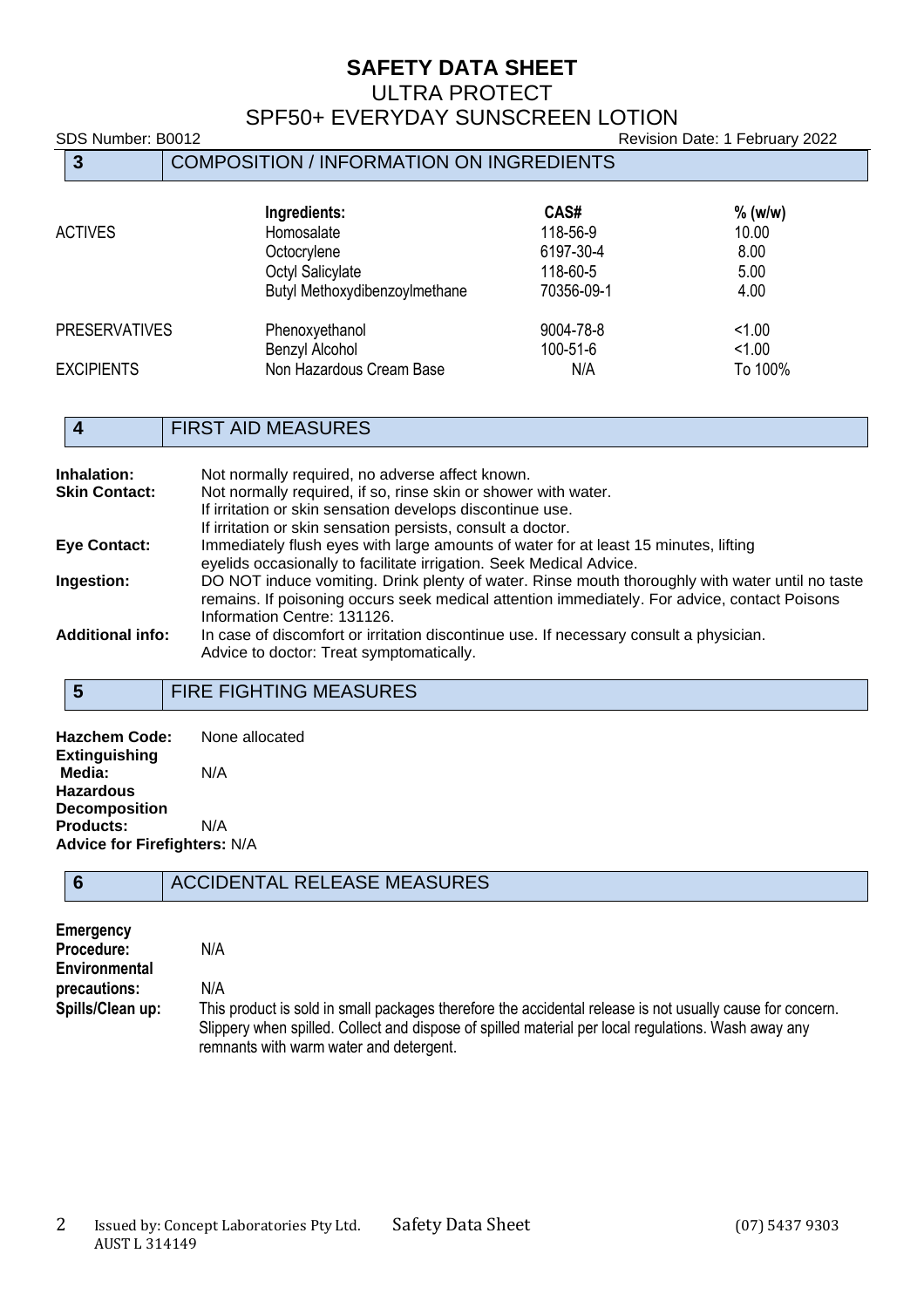# SAFETY DATA SHEET
## ULTRA PROTECT
## SPF50+ EVERYDAY SUNSCREEN LOTION

SDS Number: B0012 Revision Date: 1 February 2022

## 3 COMPOSITION / INFORMATION ON INGREDIENTS

| | Ingredients: | CAS# | % (w/w) |
|---|---|---|---|
| ACTIVES | Homosalate | 118-56-9 | 10.00 |
| | Octocrylene | 6197-30-4 | 8.00 |
| | Octyl Salicylate | 118-60-5 | 5.00 |
| | Butyl Methoxydibenzoylmethane | 70356-09-1 | 4.00 |
| PRESERVATIVES | Phenoxyethanol | 9004-78-8 | <1.00 |
| | Benzyl Alcohol | 100-51-6 | <1.00 |
| EXCIPIENTS | Non Hazardous Cream Base | N/A | To 100% |

## 4 FIRST AID MEASURES

**Inhalation:** Not normally required, no adverse affect known.

**Skin Contact:** Not normally required, if so, rinse skin or shower with water.
If irritation or skin sensation develops discontinue use.
If irritation or skin sensation persists, consult a doctor.

**Eye Contact:** Immediately flush eyes with large amounts of water for at least 15 minutes, lifting eyelids occasionally to facilitate irrigation. Seek Medical Advice.

**Ingestion:** DO NOT induce vomiting. Drink plenty of water. Rinse mouth thoroughly with water until no taste remains. If poisoning occurs seek medical attention immediately. For advice, contact Poisons Information Centre: 131126.

**Additional info:** In case of discomfort or irritation discontinue use. If necessary consult a physician.
Advice to doctor: Treat symptomatically.

## 5 FIRE FIGHTING MEASURES

**Hazchem Code:** None allocated

**Extinguishing Media:** N/A

**Hazardous Decomposition Products:** N/A

**Advice for Firefighters:** N/A

## 6 ACCIDENTAL RELEASE MEASURES

**Emergency Procedure:** N/A

**Environmental precautions:** N/A

**Spills/Clean up:** This product is sold in small packages therefore the accidental release is not usually cause for concern. Slippery when spilled. Collect and dispose of spilled material per local regulations. Wash away any remnants with warm water and detergent.

Issued by: Concept Laboratories Pty Ltd. Safety Data Sheet (07) 5437 9303
AUST L 314149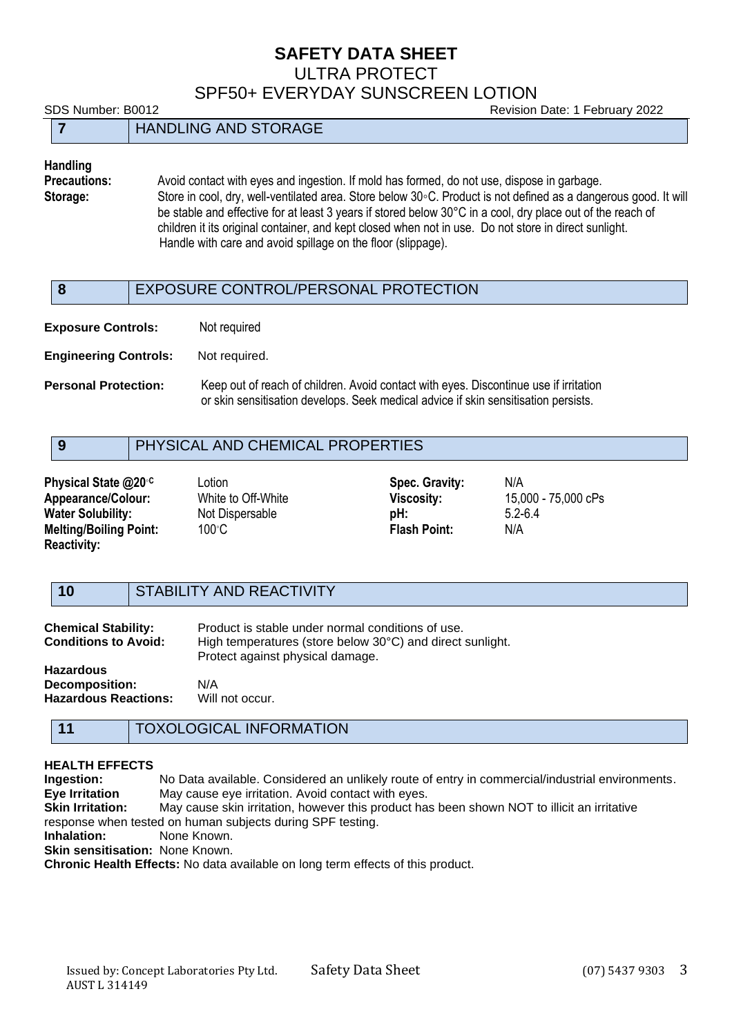## 7 HANDLING AND STORAGE

**Handling Precautions:** Avoid contact with eyes and ingestion. If mold has formed, do not use, dispose in garbage.

**Storage:** Store in cool, dry, well-ventilated area. Store below 30◦C. Product is not defined as a dangerous good. It will be stable and effective for at least 3 years if stored below 30°C in a cool, dry place out of the reach of children it its original container, and kept closed when not in use. Do not store in direct sunlight. Handle with care and avoid spillage on the floor (slippage).

## 8 EXPOSURE CONTROL/PERSONAL PROTECTION

**Exposure Controls:** Not required

**Engineering Controls:** Not required.

**Personal Protection:** Keep out of reach of children. Avoid contact with eyes. Discontinue use if irritation or skin sensitisation develops. Seek medical advice if skin sensitisation persists.

## 9 PHYSICAL AND CHEMICAL PROPERTIES

| | | | |
|---|---|---|---|
| **Physical State @20◦C** | Lotion | **Spec. Gravity:** | N/A |
| **Appearance/Colour:** | White to Off-White | **Viscosity:** | 15,000 - 75,000 cPs |
| **Water Solubility:** | Not Dispersable | **pH:** | 5.2-6.4 |
| **Melting/Boiling Point:** | 100◦C | **Flash Point:** | N/A |
| **Reactivity:** | | | |

## 10 STABILITY AND REACTIVITY

**Chemical Stability:** Product is stable under normal conditions of use.

**Conditions to Avoid:** High temperatures (store below 30°C) and direct sunlight. Protect against physical damage.

**Hazardous Decomposition:** N/A

**Hazardous Reactions:** Will not occur.

## 11 TOXOLOGICAL INFORMATION

**HEALTH EFFECTS**

**Ingestion:** No Data available. Considered an unlikely route of entry in commercial/industrial environments.

**Eye Irritation** May cause eye irritation. Avoid contact with eyes.

**Skin Irritation:** May cause skin irritation, however this product has been shown NOT to illicit an irritative response when tested on human subjects during SPF testing.

**Inhalation:** None Known.

**Skin sensitisation:** None Known.

**Chronic Health Effects:** No data available on long term effects of this product.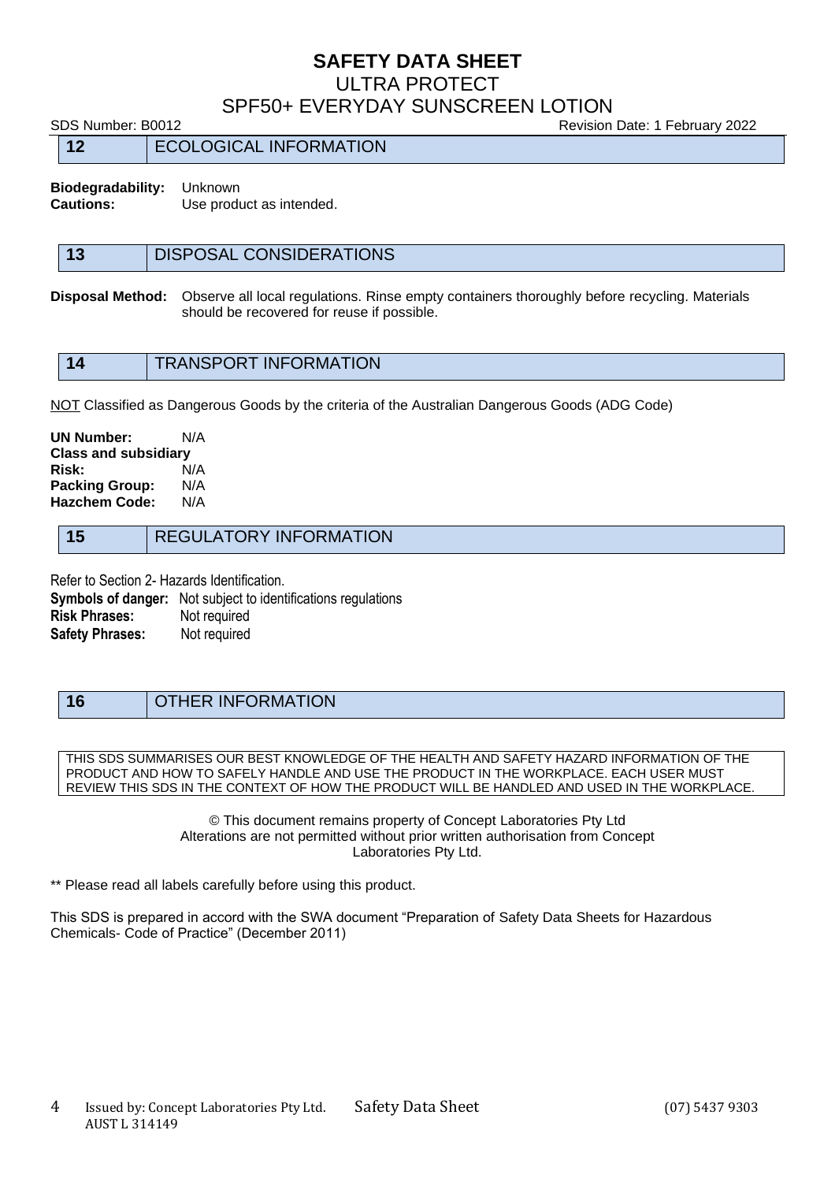## 12 ECOLOGICAL INFORMATION

**Biodegradability:** Unknown
**Cautions:** Use product as intended.

## 13 DISPOSAL CONSIDERATIONS

**Disposal Method:** Observe all local regulations. Rinse empty containers thoroughly before recycling. Materials should be recovered for reuse if possible.

## 14 TRANSPORT INFORMATION

NOT Classified as Dangerous Goods by the criteria of the Australian Dangerous Goods (ADG Code)

**UN Number:** N/A
**Class and subsidiary Risk:** N/A
**Packing Group:** N/A
**Hazchem Code:** N/A

## 15 REGULATORY INFORMATION

Refer to Section 2- Hazards Identification.
**Symbols of danger:** Not subject to identifications regulations
**Risk Phrases:** Not required
**Safety Phrases:** Not required

## 16 OTHER INFORMATION

THIS SDS SUMMARISES OUR BEST KNOWLEDGE OF THE HEALTH AND SAFETY HAZARD INFORMATION OF THE PRODUCT AND HOW TO SAFELY HANDLE AND USE THE PRODUCT IN THE WORKPLACE. EACH USER MUST REVIEW THIS SDS IN THE CONTEXT OF HOW THE PRODUCT WILL BE HANDLED AND USED IN THE WORKPLACE.

© This document remains property of Concept Laboratories Pty Ltd
Alterations are not permitted without prior written authorisation from Concept Laboratories Pty Ltd.

** Please read all labels carefully before using this product.

This SDS is prepared in accord with the SWA document "Preparation of Safety Data Sheets for Hazardous Chemicals- Code of Practice" (December 2011)